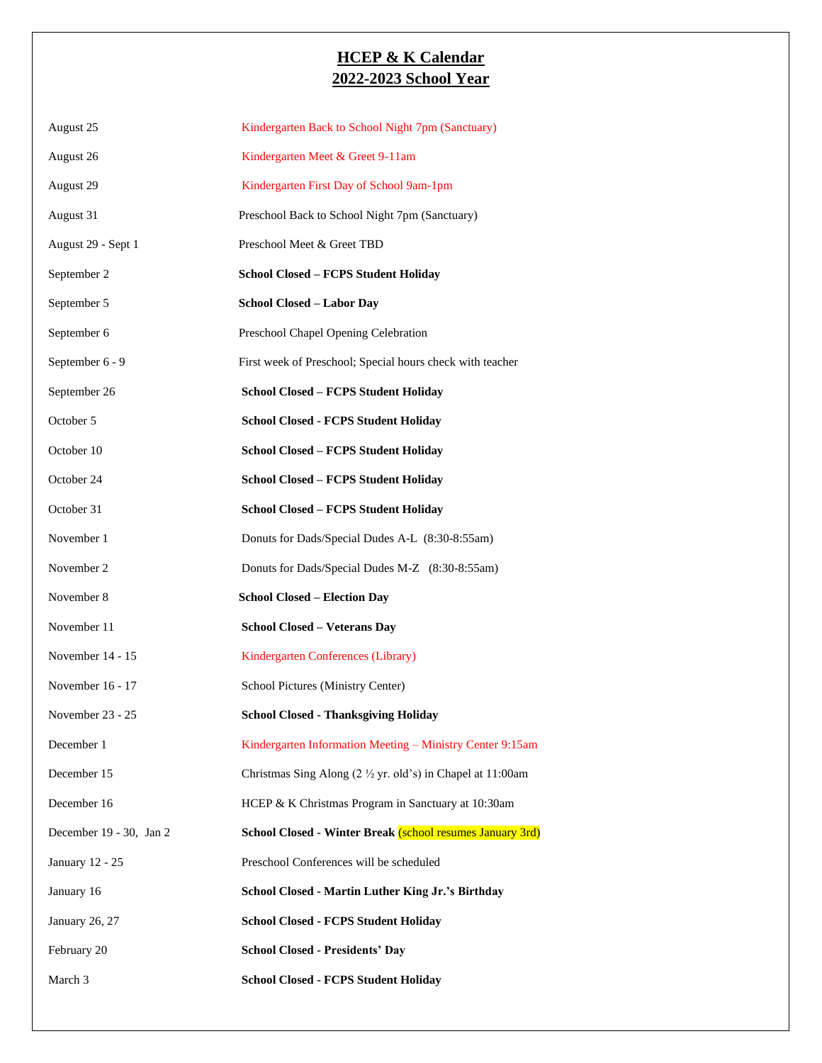# HCEP & K Calendar
# 2022-2023 School Year

| | |
|---|---|
| August 25 | Kindergarten Back to School Night 7pm (Sanctuary) |
| August 26 | Kindergarten Meet & Greet 9-11am |
| August 29 | Kindergarten First Day of School 9am-1pm |
| August 31 | Preschool Back to School Night 7pm (Sanctuary) |
| August 29 - Sept 1 | Preschool Meet & Greet TBD |
| September 2 | **School Closed – FCPS Student Holiday** |
| September 5 | **School Closed – Labor Day** |
| September 6 | Preschool Chapel Opening Celebration |
| September 6 - 9 | First week of Preschool; Special hours check with teacher |
| September 26 | **School Closed – FCPS Student Holiday** |
| October 5 | **School Closed - FCPS Student Holiday** |
| October 10 | **School Closed – FCPS Student Holiday** |
| October 24 | **School Closed – FCPS Student Holiday** |
| October 31 | **School Closed – FCPS Student Holiday** |
| November 1 | Donuts for Dads/Special Dudes A-L (8:30-8:55am) |
| November 2 | Donuts for Dads/Special Dudes M-Z (8:30-8:55am) |
| November 8 | **School Closed – Election Day** |
| November 11 | **School Closed – Veterans Day** |
| November 14 - 15 | Kindergarten Conferences (Library) |
| November 16 - 17 | School Pictures (Ministry Center) |
| November 23 - 25 | **School Closed - Thanksgiving Holiday** |
| December 1 | Kindergarten Information Meeting – Ministry Center 9:15am |
| December 15 | Christmas Sing Along (2 ½ yr. old's) in Chapel at 11:00am |
| December 16 | HCEP & K Christmas Program in Sanctuary at 10:30am |
| December 19 - 30, Jan 2 | **School Closed - Winter Break** (school resumes January 3rd) |
| January 12 - 25 | Preschool Conferences will be scheduled |
| January 16 | **School Closed - Martin Luther King Jr.'s Birthday** |
| January 26, 27 | **School Closed - FCPS Student Holiday** |
| February 20 | **School Closed - Presidents' Day** |
| March 3 | **School Closed - FCPS Student Holiday** |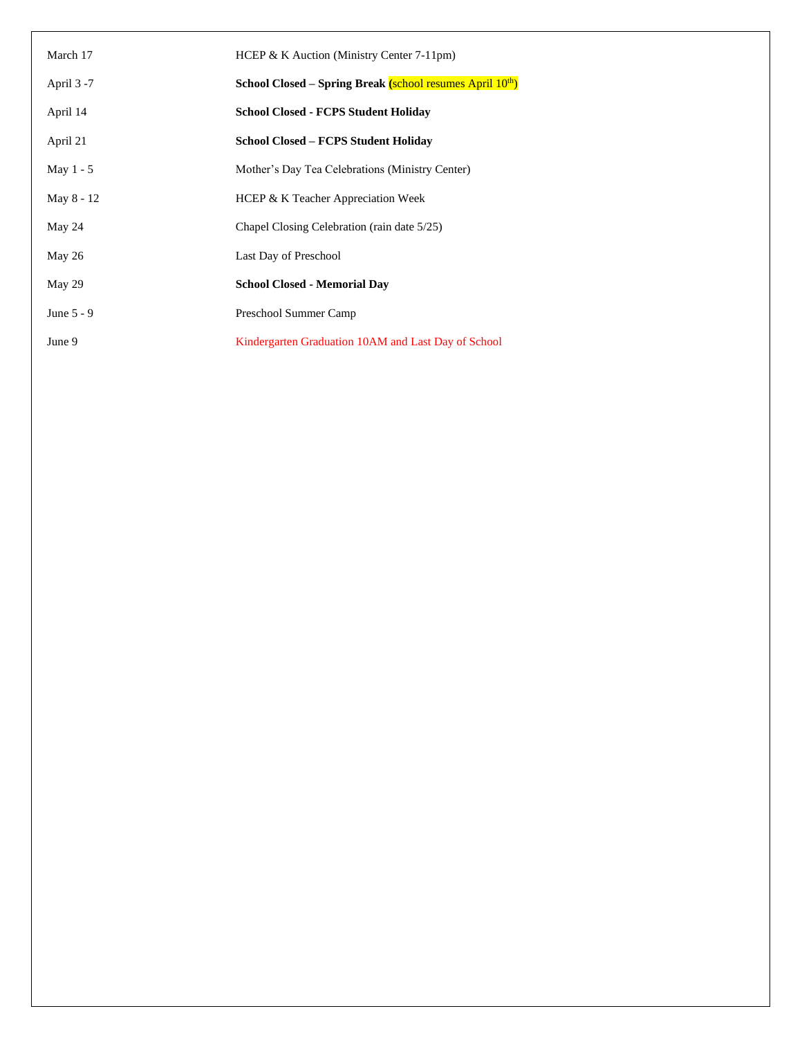| | |
|---|---|
| March 17 | HCEP & K Auction (Ministry Center 7-11pm) |
| April 3 -7 | **School Closed – Spring Break** (school resumes April 10th) |
| April 14 | **School Closed - FCPS Student Holiday** |
| April 21 | **School Closed – FCPS Student Holiday** |
| May 1 - 5 | Mother's Day Tea Celebrations (Ministry Center) |
| May 8 - 12 | HCEP & K Teacher Appreciation Week |
| May 24 | Chapel Closing Celebration (rain date 5/25) |
| May 26 | Last Day of Preschool |
| May 29 | **School Closed - Memorial Day** |
| June 5 - 9 | Preschool Summer Camp |
| June 9 | Kindergarten Graduation 10AM and Last Day of School |